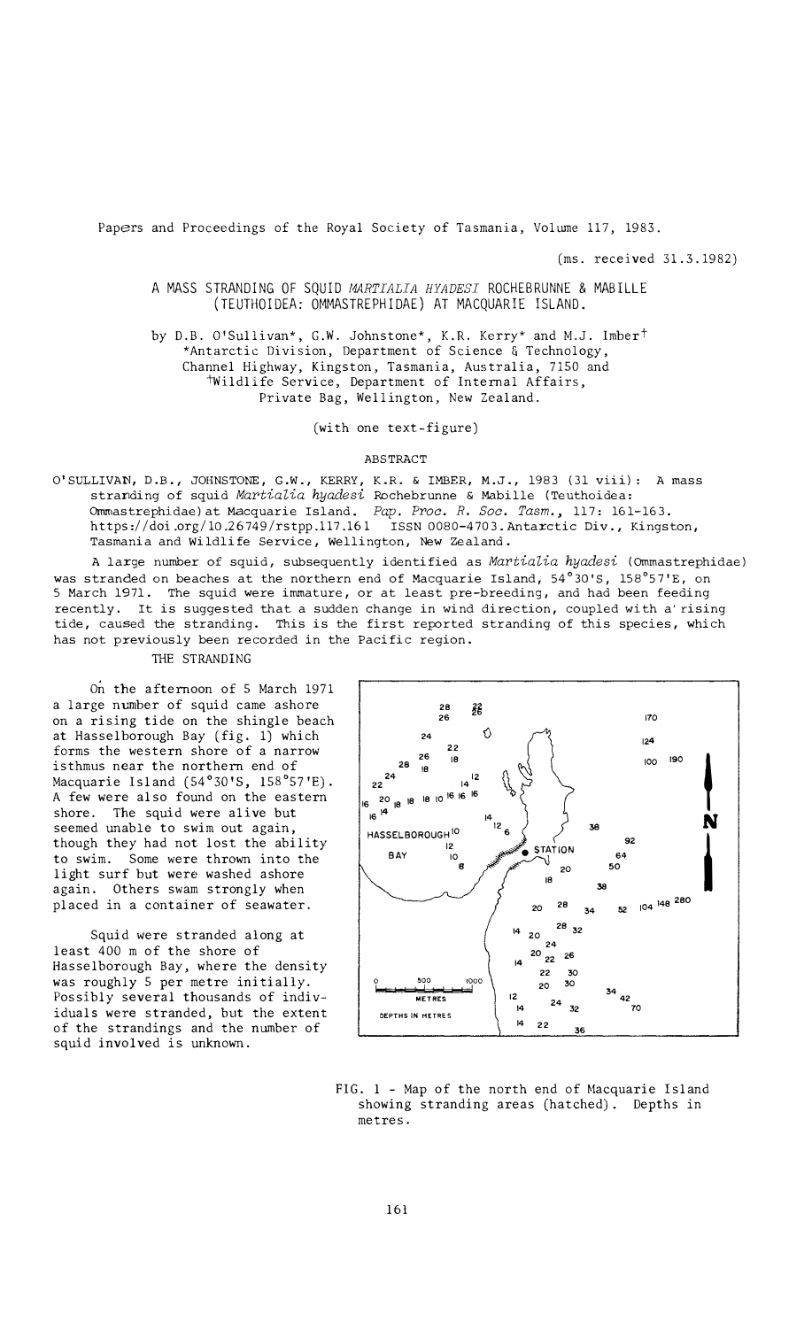Papers and Proceedings of the Royal Society of Tasmania, Volume 117, 1983.

(ms. received 31.3.1982)

# A MASS STRANDING OF SQUID *MARTIALIA HYADESI* ROCHEBRUNNE & MABILLE (TEUTHOIDEA: OMMASTREPHIDAE) AT MACQUARIE ISLAND.

by D.B. O'Sullivan*, G.W. Johnstone*, K.R. Kerry* and M.J. Imber†
*Antarctic Division, Department of Science & Technology, Channel Highway, Kingston, Tasmania, Australia, 7150 and
†Wildlife Service, Department of Internal Affairs, Private Bag, Wellington, New Zealand.

(with one text-figure)

## ABSTRACT

O'SULLIVAN, D.B., JOHNSTONE, G.W., KERRY, K.R. & IMBER, M.J., 1983 (31 viii): A mass stranding of squid *Martialia hyadesi* Rochebrunne & Mabille (Teuthoidea: Ommastrephidae) at Macquarie Island. *Pap. Proc. R. Soc. Tasm.*, 117: 161-163. https://doi.org/10.26749/rstpp.117.161 ISSN 0080-4703. Antarctic Div., Kingston, Tasmania and Wildlife Service, Wellington, New Zealand.

A large number of squid, subsequently identified as *Martialia hyadesi* (Ommastrephidae) was stranded on beaches at the northern end of Macquarie Island, 54°30'S, 158°57'E, on 5 March 1971. The squid were immature, or at least pre-breeding, and had been feeding recently. It is suggested that a sudden change in wind direction, coupled with a rising tide, caused the stranding. This is the first reported stranding of this species, which has not previously been recorded in the Pacific region.

## THE STRANDING

On the afternoon of 5 March 1971 a large number of squid came ashore on a rising tide on the shingle beach at Hasselborough Bay (fig. 1) which forms the western shore of a narrow isthmus near the northern end of Macquarie Island (54°30'S, 158°57'E). A few were also found on the eastern shore. The squid were alive but seemed unable to swim out again, though they had not lost the ability to swim. Some were thrown into the light surf but were washed ashore again. Others swam strongly when placed in a container of seawater.

Squid were stranded along at least 400 m of the shore of Hasselborough Bay, where the density was roughly 5 per metre initially. Possibly several thousands of individuals were stranded, but the extent of the strandings and the number of squid involved is unknown.

FIG. 1 - Map of the north end of Macquarie Island showing stranding areas (hatched). Depths in metres.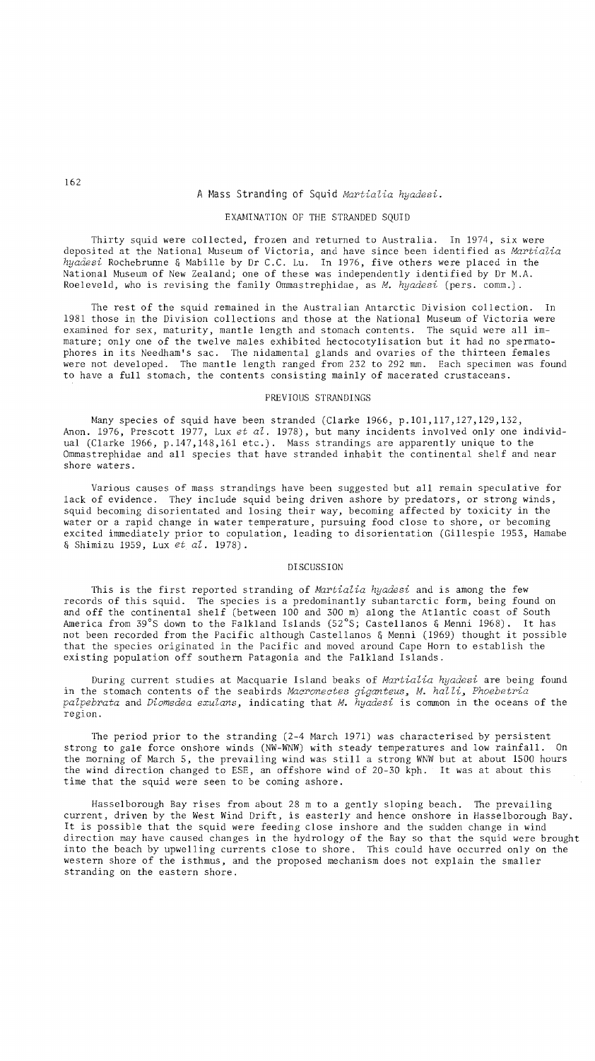## EXAMINATION OF THE STRANDED SQUID

Thirty squid were collected, frozen and returned to Australia. In 1974, six were deposited at the National Museum of Victoria, and have since been identified as *Martialia hyadesi* Rochebrunne & Mabille by Dr C.C. Lu. In 1976, five others were placed in the National Museum of New Zealand; one of these was independently identified by Dr M.A. Roeleveld, who is revising the family Ommastrephidae, as *M. hyadesi* (pers. comm.).

The rest of the squid remained in the Australian Antarctic Division collection. In 1981 those in the Division collections and those at the National Museum of Victoria were examined for sex, maturity, mantle length and stomach contents. The squid were all immature; only one of the twelve males exhibited hectocotylisation but it had no spermatophores in its Needham's sac. The nidamental glands and ovaries of the thirteen females were not developed. The mantle length ranged from 232 to 292 mm. Each specimen was found to have a full stomach, the contents consisting mainly of macerated crustaceans.

## PREVIOUS STRANDINGS

Many species of squid have been stranded (Clarke 1966, p.101,117,127,129,132, Anon. 1976, Prescott 1977, Lux *et al.* 1978), but many incidents involved only one individual (Clarke 1966, p.147,148,161 etc.). Mass strandings are apparently unique to the Ommastrephidae and all species that have stranded inhabit the continental shelf and near shore waters.

Various causes of mass strandings have been suggested but all remain speculative for lack of evidence. They include squid being driven ashore by predators, or strong winds, squid becoming disorientated and losing their way, becoming affected by toxicity in the water or a rapid change in water temperature, pursuing food close to shore, or becoming excited immediately prior to copulation, leading to disorientation (Gillespie 1953, Hamabe & Shimizu 1959, Lux *et al.* 1978).

## DISCUSSION

This is the first reported stranding of *Martialia hyadesi* and is among the few records of this squid. The species is a predominantly subantarctic form, being found on and off the continental shelf (between 100 and 300 m) along the Atlantic coast of South America from 39°S down to the Falkland Islands (52°S; Castellanos & Menni 1968). It has not been recorded from the Pacific although Castellanos & Menni (1969) thought it possible that the species originated in the Pacific and moved around Cape Horn to establish the existing population off southern Patagonia and the Falkland Islands.

During current studies at Macquarie Island beaks of *Martialia hyadesi* are being found in the stomach contents of the seabirds *Macronectes giganteus*, *M. halli*, *Phoebetria palpebrata* and *Diomedea exulans*, indicating that *M. hyadesi* is common in the oceans of the region.

The period prior to the stranding (2-4 March 1971) was characterised by persistent strong to gale force onshore winds (NW-WNW) with steady temperatures and low rainfall. On the morning of March 5, the prevailing wind was still a strong WNW but at about 1500 hours the wind direction changed to ESE, an offshore wind of 20-30 kph. It was at about this time that the squid were seen to be coming ashore.

Hasselborough Bay rises from about 28 m to a gently sloping beach. The prevailing current, driven by the West Wind Drift, is easterly and hence onshore in Hasselborough Bay. It is possible that the squid were feeding close inshore and the sudden change in wind direction may have caused changes in the hydrology of the Bay so that the squid were brought into the beach by upwelling currents close to shore. This could have occurred only on the western shore of the isthmus, and the proposed mechanism does not explain the smaller stranding on the eastern shore.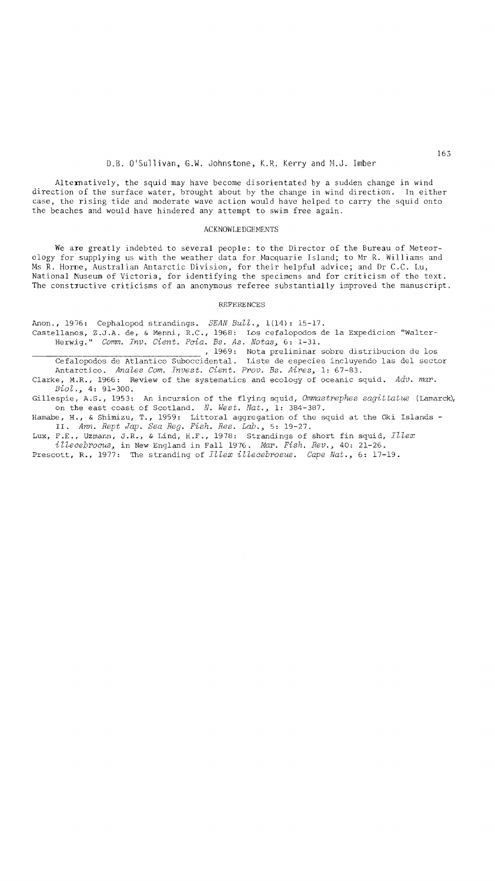Alternatively, the squid may have become disorientated by a sudden change in wind direction of the surface water, brought about by the change in wind direction. In either case, the rising tide and moderate wave action would have helped to carry the squid onto the beaches and would have hindered any attempt to swim free again.

## ACKNOWLEDGEMENTS

We are greatly indebted to several people: to the Director of the Bureau of Meteorology for supplying us with the weather data for Macquarie Island; to Mr R. Williams and Ms R. Horne, Australian Antarctic Division, for their helpful advice; and Dr C.C. Lu, National Museum of Victoria, for identifying the specimens and for criticism of the text. The constructive criticisms of an anonymous referee substantially improved the manuscript.

## REFERENCES

Anon., 1976: Cephalopod strandings. *SEAN Bull.*, 1(14): 15-17.

Castellanos, Z.J.A. de, & Menni, R.C., 1968: Los cefalopodos de la Expedicion "Walter-Herwig." *Comm. Inv. Cient. Pcia. Bs. As. Notas*, 6: 1-31.

_______________, 1969: Nota preliminar sobre distribucion de los Cefalopodos de Atlantico Suboccidental. Liste de especies incluyendo las del sector Antarctico. *Anales Com. Invest. Cient. Prov. Bs. Aires*, 1: 67-83.

Clarke, M.R., 1966: Review of the systematics and ecology of oceanic squid. *Adv. mar. Biol.*, 4: 91-300.

Gillespie, A.S., 1953: An incursion of the flying squid, *Ommastrephes sagittatus* (Lamarck), on the east coast of Scotland. *N. West. Nat.*, 1: 384-387.

Hamabe, H., & Shimizu, T., 1959: Littoral aggregation of the squid at the Oki Islands - II. *Ann. Rept Jap. Sea Reg. Fish. Res. Lab.*, 5: 19-27.

Lux, F.E., Uzmann, J.R., & Lind, H.F., 1978: Strandings of short fin squid, *Illex illecebrosus*, in New England in Fall 1976. *Mar. Fish. Rev.*, 40: 21-26.

Prescott, R., 1977: The stranding of *Illex illecebrosus*. *Cape Nat.*, 6: 17-19.